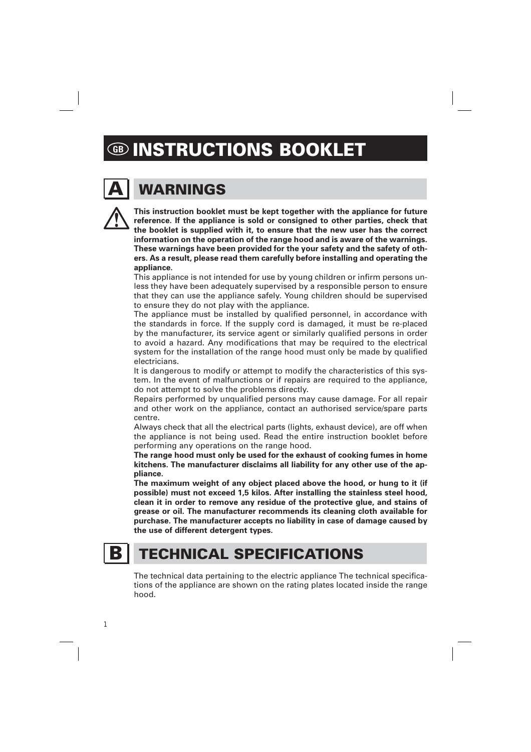# GB INSTRUCTIONS BOOKLET

## A WARNINGS

**This instruction booklet must be kept together with the appliance for future reference. If the appliance is sold or consigned to other parties, check that the booklet is supplied with it, to ensure that the new user has the correct information on the operation of the range hood and is aware of the warnings. These warnings have been provided for the your safety and the safety of others. As a result, please read them carefully before installing and operating the appliance.**

This appliance is not intended for use by young children or infirm persons unless they have been adequately supervised by a responsible person to ensure that they can use the appliance safely. Young children should be supervised to ensure they do not play with the appliance.

The appliance must be installed by qualified personnel, in accordance with the standards in force. If the supply cord is damaged, it must be re-placed by the manufacturer, its service agent or similarly qualified persons in order to avoid a hazard. Any modifications that may be required to the electrical system for the installation of the range hood must only be made by qualified electricians.

It is dangerous to modify or attempt to modify the characteristics of this system. In the event of malfunctions or if repairs are required to the appliance, do not attempt to solve the problems directly.

Repairs performed by unqualified persons may cause damage. For all repair and other work on the appliance, contact an authorised service/spare parts centre.

Always check that all the electrical parts (lights, exhaust device), are off when the appliance is not being used. Read the entire instruction booklet before performing any operations on the range hood.

**The range hood must only be used for the exhaust of cooking fumes in home kitchens. The manufacturer disclaims all liability for any other use of the appliance.**

**The maximum weight of any object placed above the hood, or hung to it (if possible) must not exceed 1,5 kilos. After installing the stainless steel hood, clean it in order to remove any residue of the protective glue, and stains of grease or oil. The manufacturer recommends its cleaning cloth available for purchase. The manufacturer accepts no liability in case of damage caused by the use of different detergent types.**

## B TECHNICAL SPECIFICATIONS

The technical data pertaining to the electric appliance The technical specifications of the appliance are shown on the rating plates located inside the range hood.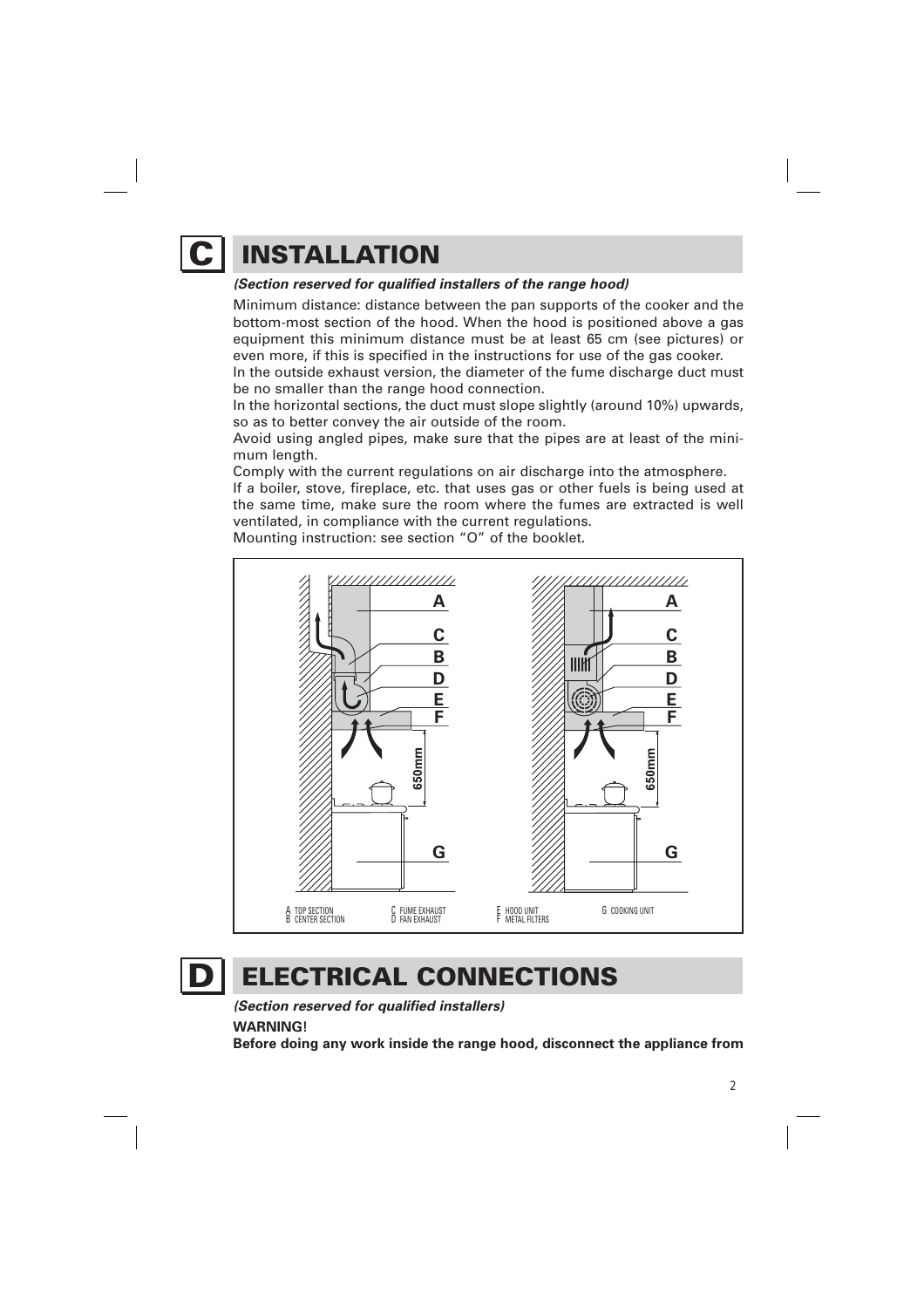# C INSTALLATION

***(Section reserved for qualified installers of the range hood)***

Minimum distance: distance between the pan supports of the cooker and the bottom-most section of the hood. When the hood is positioned above a gas equipment this minimum distance must be at least 65 cm (see pictures) or even more, if this is specified in the instructions for use of the gas cooker.
In the outside exhaust version, the diameter of the fume discharge duct must be no smaller than the range hood connection.
In the horizontal sections, the duct must slope slightly (around 10%) upwards, so as to better convey the air outside of the room.
Avoid using angled pipes, make sure that the pipes are at least of the minimum length.
Comply with the current regulations on air discharge into the atmosphere.
If a boiler, stove, fireplace, etc. that uses gas or other fuels is being used at the same time, make sure the room where the fumes are extracted is well ventilated, in compliance with the current regulations.
Mounting instruction: see section "O" of the booklet.

A TOP SECTION
B CENTER SECTION
C FUME EXHAUST
D FAN EXHAUST
E HOOD UNIT
F METAL FILTERS
G COOKING UNIT

# D ELECTRICAL CONNECTIONS

***(Section reserved for qualified installers)***

**WARNING!**

**Before doing any work inside the range hood, disconnect the appliance from**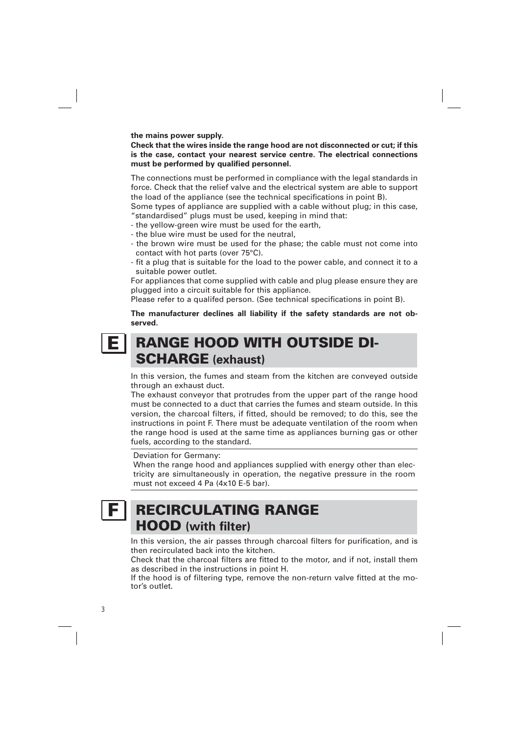**the mains power supply.**
**Check that the wires inside the range hood are not disconnected or cut; if this is the case, contact your nearest service centre. The electrical connections must be performed by qualified personnel.**

The connections must be performed in compliance with the legal standards in force. Check that the relief valve and the electrical system are able to support the load of the appliance (see the technical specifications in point B).
Some types of appliance are supplied with a cable without plug; in this case, "standardised" plugs must be used, keeping in mind that:
- the yellow-green wire must be used for the earth,
- the blue wire must be used for the neutral,
- the brown wire must be used for the phase; the cable must not come into contact with hot parts (over 75°C).
- fit a plug that is suitable for the load to the power cable, and connect it to a suitable power outlet.

For appliances that come supplied with cable and plug please ensure they are plugged into a circuit suitable for this appliance.
Please refer to a qualifed person. (See technical specifications in point B).

**The manufacturer declines all liability if the safety standards are not observed.**

## E RANGE HOOD WITH OUTSIDE DISCHARGE (exhaust)

In this version, the fumes and steam from the kitchen are conveyed outside through an exhaust duct.
The exhaust conveyor that protrudes from the upper part of the range hood must be connected to a duct that carries the fumes and steam outside. In this version, the charcoal filters, if fitted, should be removed; to do this, see the instructions in point F. There must be adequate ventilation of the room when the range hood is used at the same time as appliances burning gas or other fuels, according to the standard.

Deviation for Germany:
When the range hood and appliances supplied with energy other than electricity are simultaneously in operation, the negative pressure in the room must not exceed 4 Pa (4x10 E-5 bar).

## F RECIRCULATING RANGE HOOD (with filter)

In this version, the air passes through charcoal filters for purification, and is then recirculated back into the kitchen.
Check that the charcoal filters are fitted to the motor, and if not, install them as described in the instructions in point H.
If the hood is of filtering type, remove the non-return valve fitted at the motor's outlet.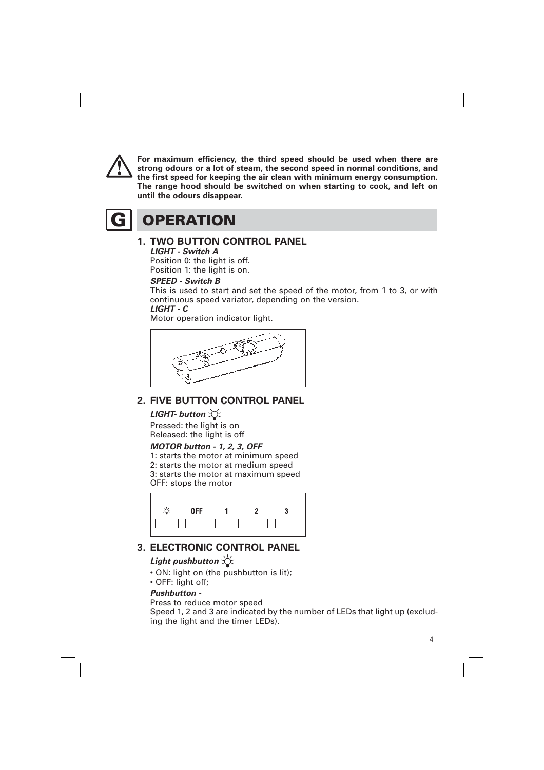**For maximum efficiency, the third speed should be used when there are strong odours or a lot of steam, the second speed in normal conditions, and the first speed for keeping the air clean with minimum energy consumption. The range hood should be switched on when starting to cook, and left on until the odours disappear.**

# G OPERATION

## 1. TWO BUTTON CONTROL PANEL

***LIGHT - Switch A***

Position 0: the light is off.
Position 1: the light is on.

***SPEED - Switch B***

This is used to start and set the speed of the motor, from 1 to 3, or with continuous speed variator, depending on the version.

***LIGHT - C***

Motor operation indicator light.

## 2. FIVE BUTTON CONTROL PANEL

***LIGHT- button***

Pressed: the light is on
Released: the light is off

***MOTOR button - 1, 2, 3, OFF***

1: starts the motor at minimum speed
2: starts the motor at medium speed
3: starts the motor at maximum speed
OFF: stops the motor

| ☼ | OFF | 1 | 2 | 3 |
|---|---|---|---|---|

## 3. ELECTRONIC CONTROL PANEL

***Light pushbutton***

- ON: light on (the pushbutton is lit);
- OFF: light off;

***Pushbutton -***

Press to reduce motor speed
Speed 1, 2 and 3 are indicated by the number of LEDs that light up (excluding the light and the timer LEDs).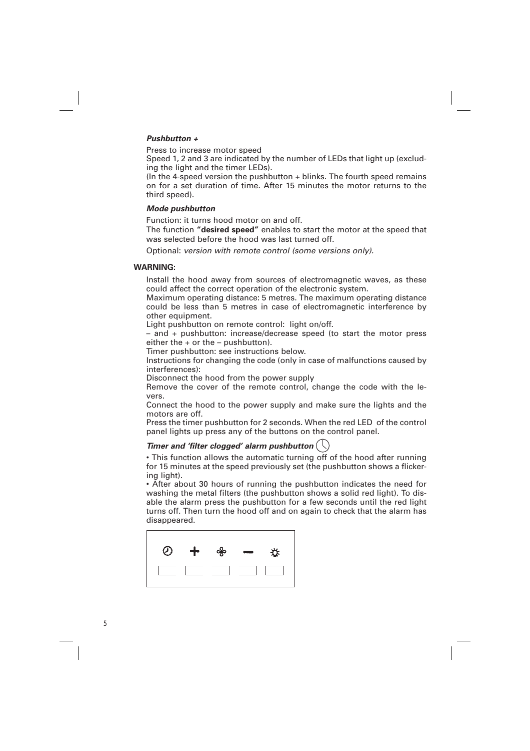***Pushbutton +***

Press to increase motor speed

Speed 1, 2 and 3 are indicated by the number of LEDs that light up (excluding the light and the timer LEDs).

(In the 4-speed version the pushbutton + blinks. The fourth speed remains on for a set duration of time. After 15 minutes the motor returns to the third speed).

***Mode pushbutton***

Function: it turns hood motor on and off.

The function **"desired speed"** enables to start the motor at the speed that was selected before the hood was last turned off.

Optional: *version with remote control (some versions only).*

**WARNING:**

Install the hood away from sources of electromagnetic waves, as these could affect the correct operation of the electronic system.

Maximum operating distance: 5 metres. The maximum operating distance could be less than 5 metres in case of electromagnetic interference by other equipment.

Light pushbutton on remote control: light on/off.

– and + pushbutton: increase/decrease speed (to start the motor press either the + or the – pushbutton).

Timer pushbutton: see instructions below.

Instructions for changing the code (only in case of malfunctions caused by interferences):

Disconnect the hood from the power supply

Remove the cover of the remote control, change the code with the levers.

Connect the hood to the power supply and make sure the lights and the motors are off.

Press the timer pushbutton for 2 seconds. When the red LED of the control panel lights up press any of the buttons on the control panel.

***Timer and 'filter clogged' alarm pushbutton***

• This function allows the automatic turning off of the hood after running for 15 minutes at the speed previously set (the pushbutton shows a flickering light).

• After about 30 hours of running the pushbutton indicates the need for washing the metal filters (the pushbutton shows a solid red light). To disable the alarm press the pushbutton for a few seconds until the red light turns off. Then turn the hood off and on again to check that the alarm has disappeared.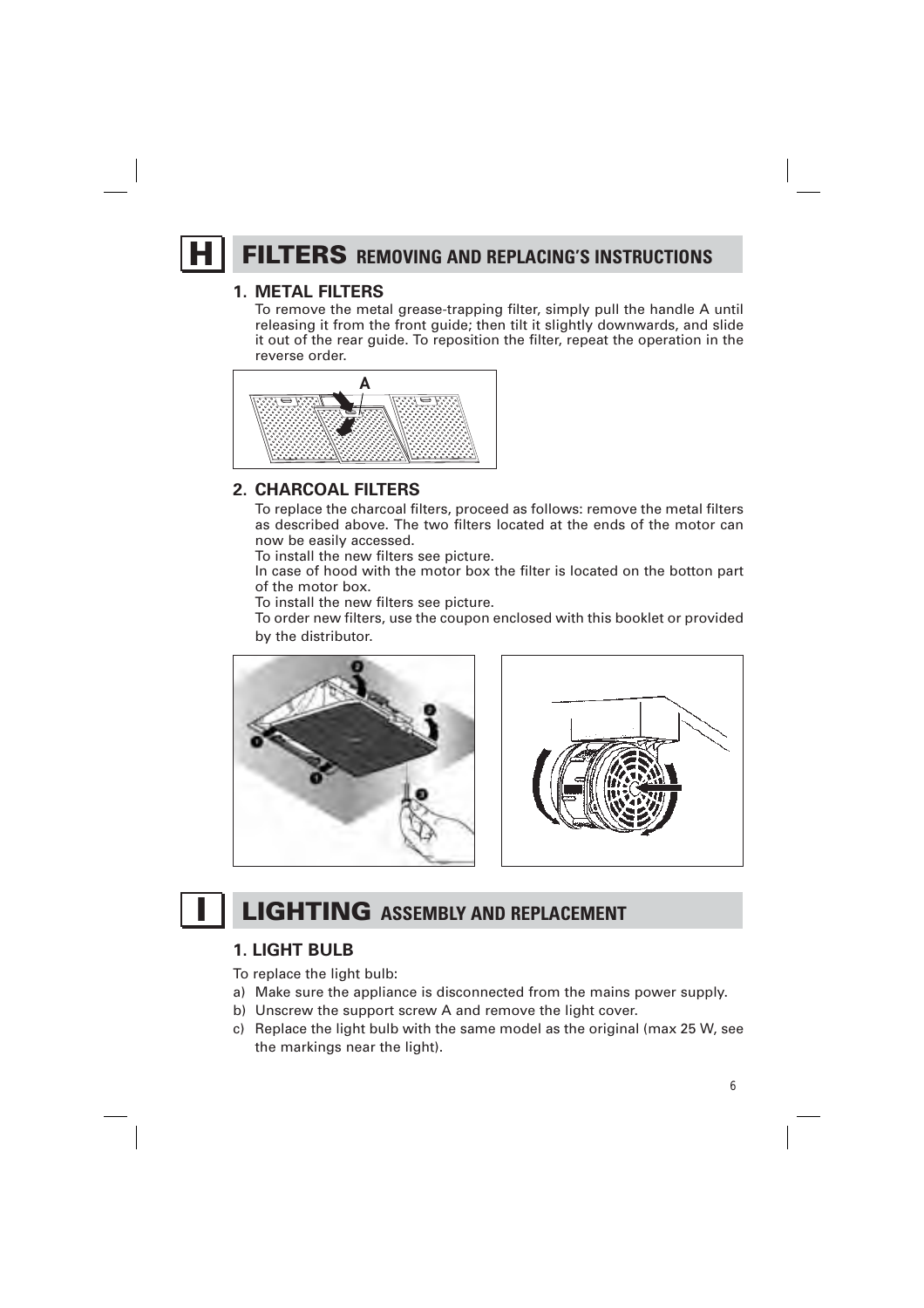## H FILTERS REMOVING AND REPLACING'S INSTRUCTIONS

### 1. METAL FILTERS

To remove the metal grease-trapping filter, simply pull the handle A until releasing it from the front guide; then tilt it slightly downwards, and slide it out of the rear guide. To reposition the filter, repeat the operation in the reverse order.

### 2. CHARCOAL FILTERS

To replace the charcoal filters, proceed as follows: remove the metal filters as described above. The two filters located at the ends of the motor can now be easily accessed.

To install the new filters see picture.

In case of hood with the motor box the filter is located on the botton part of the motor box.

To install the new filters see picture.

To order new filters, use the coupon enclosed with this booklet or provided by the distributor.

## I LIGHTING ASSEMBLY AND REPLACEMENT

### 1. LIGHT BULB

To replace the light bulb:

a) Make sure the appliance is disconnected from the mains power supply.
b) Unscrew the support screw A and remove the light cover.
c) Replace the light bulb with the same model as the original (max 25 W, see the markings near the light).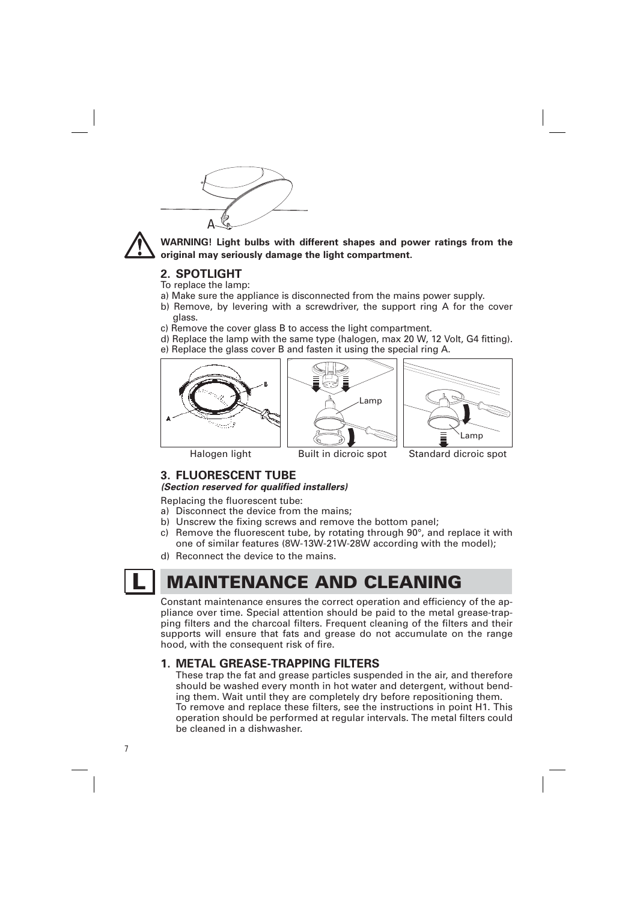**WARNING! Light bulbs with different shapes and power ratings from the original may seriously damage the light compartment.**

## 2. SPOTLIGHT

To replace the lamp:

a) Make sure the appliance is disconnected from the mains power supply.
b) Remove, by levering with a screwdriver, the support ring A for the cover glass.
c) Remove the cover glass B to access the light compartment.
d) Replace the lamp with the same type (halogen, max 20 W, 12 Volt, G4 fitting).
e) Replace the glass cover B and fasten it using the special ring A.

Halogen light | Built in dicroic spot | Standard dicroic spot

## 3. FLUORESCENT TUBE

***(Section reserved for qualified installers)***

Replacing the fluorescent tube:

a) Disconnect the device from the mains;
b) Unscrew the fixing screws and remove the bottom panel;
c) Remove the fluorescent tube, by rotating through 90°, and replace it with one of similar features (8W-13W-21W-28W according with the model);
d) Reconnect the device to the mains.

# L MAINTENANCE AND CLEANING

Constant maintenance ensures the correct operation and efficiency of the appliance over time. Special attention should be paid to the metal grease-trapping filters and the charcoal filters. Frequent cleaning of the filters and their supports will ensure that fats and grease do not accumulate on the range hood, with the consequent risk of fire.

## 1. METAL GREASE-TRAPPING FILTERS

These trap the fat and grease particles suspended in the air, and therefore should be washed every month in hot water and detergent, without bending them. Wait until they are completely dry before repositioning them.
To remove and replace these filters, see the instructions in point H1. This operation should be performed at regular intervals. The metal filters could be cleaned in a dishwasher.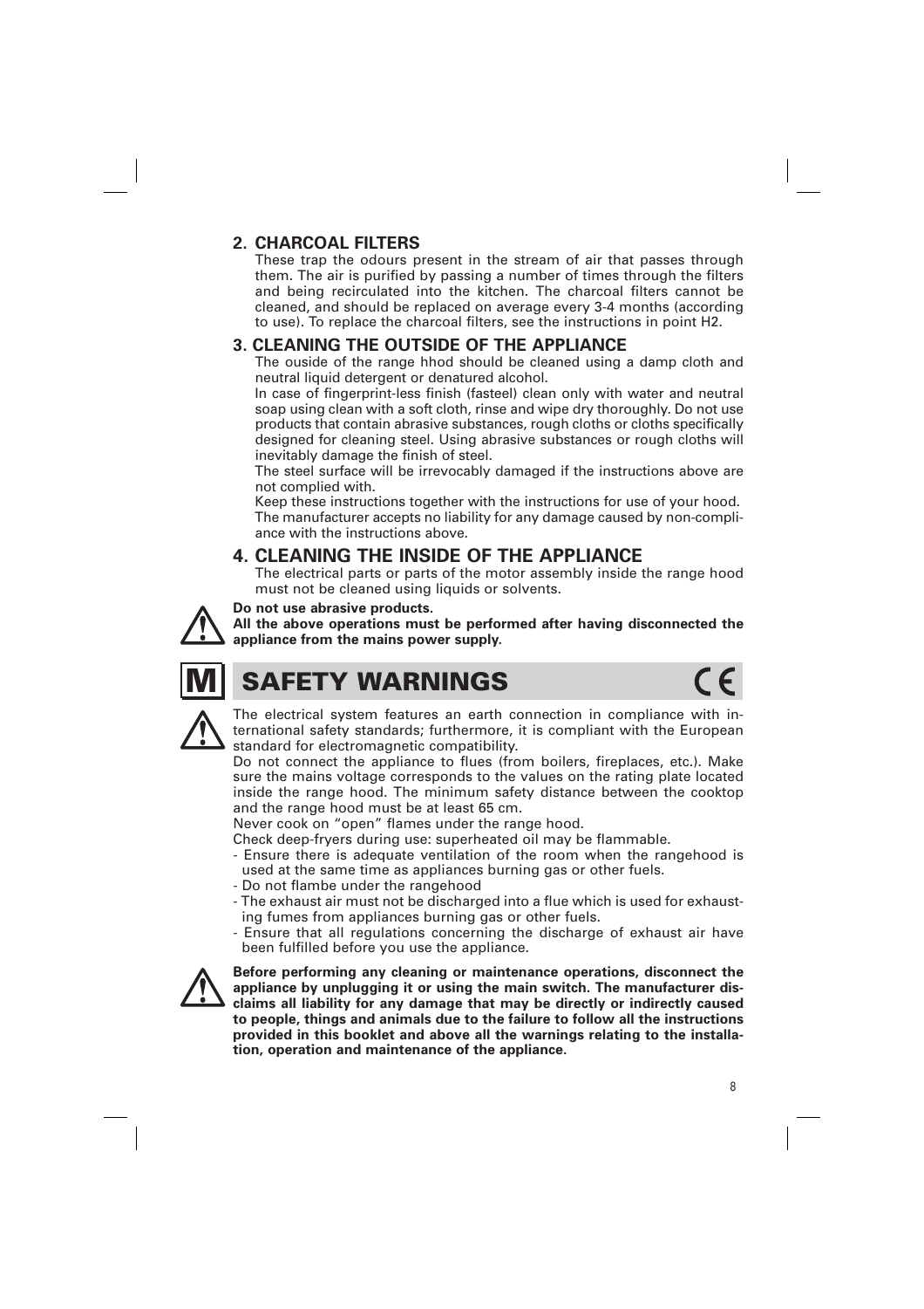## 2. CHARCOAL FILTERS

These trap the odours present in the stream of air that passes through them. The air is purified by passing a number of times through the filters and being recirculated into the kitchen. The charcoal filters cannot be cleaned, and should be replaced on average every 3-4 months (according to use). To replace the charcoal filters, see the instructions in point H2.

## 3. CLEANING THE OUTSIDE OF THE APPLIANCE

The ouside of the range hhod should be cleaned using a damp cloth and neutral liquid detergent or denatured alcohol.

In case of fingerprint-less finish (fasteel) clean only with water and neutral soap using clean with a soft cloth, rinse and wipe dry thoroughly. Do not use products that contain abrasive substances, rough cloths or cloths specifically designed for cleaning steel. Using abrasive substances or rough cloths will inevitably damage the finish of steel.

The steel surface will be irrevocably damaged if the instructions above are not complied with.

Keep these instructions together with the instructions for use of your hood.

The manufacturer accepts no liability for any damage caused by non-compliance with the instructions above.

## 4. CLEANING THE INSIDE OF THE APPLIANCE

The electrical parts or parts of the motor assembly inside the range hood must not be cleaned using liquids or solvents.

**Do not use abrasive products.**
**All the above operations must be performed after having disconnected the appliance from the mains power supply.**

# M SAFETY WARNINGS

The electrical system features an earth connection in compliance with international safety standards; furthermore, it is compliant with the European standard for electromagnetic compatibility.

Do not connect the appliance to flues (from boilers, fireplaces, etc.). Make sure the mains voltage corresponds to the values on the rating plate located inside the range hood. The minimum safety distance between the cooktop and the range hood must be at least 65 cm.

Never cook on "open" flames under the range hood.

Check deep-fryers during use: superheated oil may be flammable.

- Ensure there is adequate ventilation of the room when the rangehood is used at the same time as appliances burning gas or other fuels.
- Do not flambe under the rangehood
- The exhaust air must not be discharged into a flue which is used for exhausting fumes from appliances burning gas or other fuels.
- Ensure that all regulations concerning the discharge of exhaust air have been fulfilled before you use the appliance.

**Before performing any cleaning or maintenance operations, disconnect the appliance by unplugging it or using the main switch. The manufacturer disclaims all liability for any damage that may be directly or indirectly caused to people, things and animals due to the failure to follow all the instructions provided in this booklet and above all the warnings relating to the installation, operation and maintenance of the appliance.**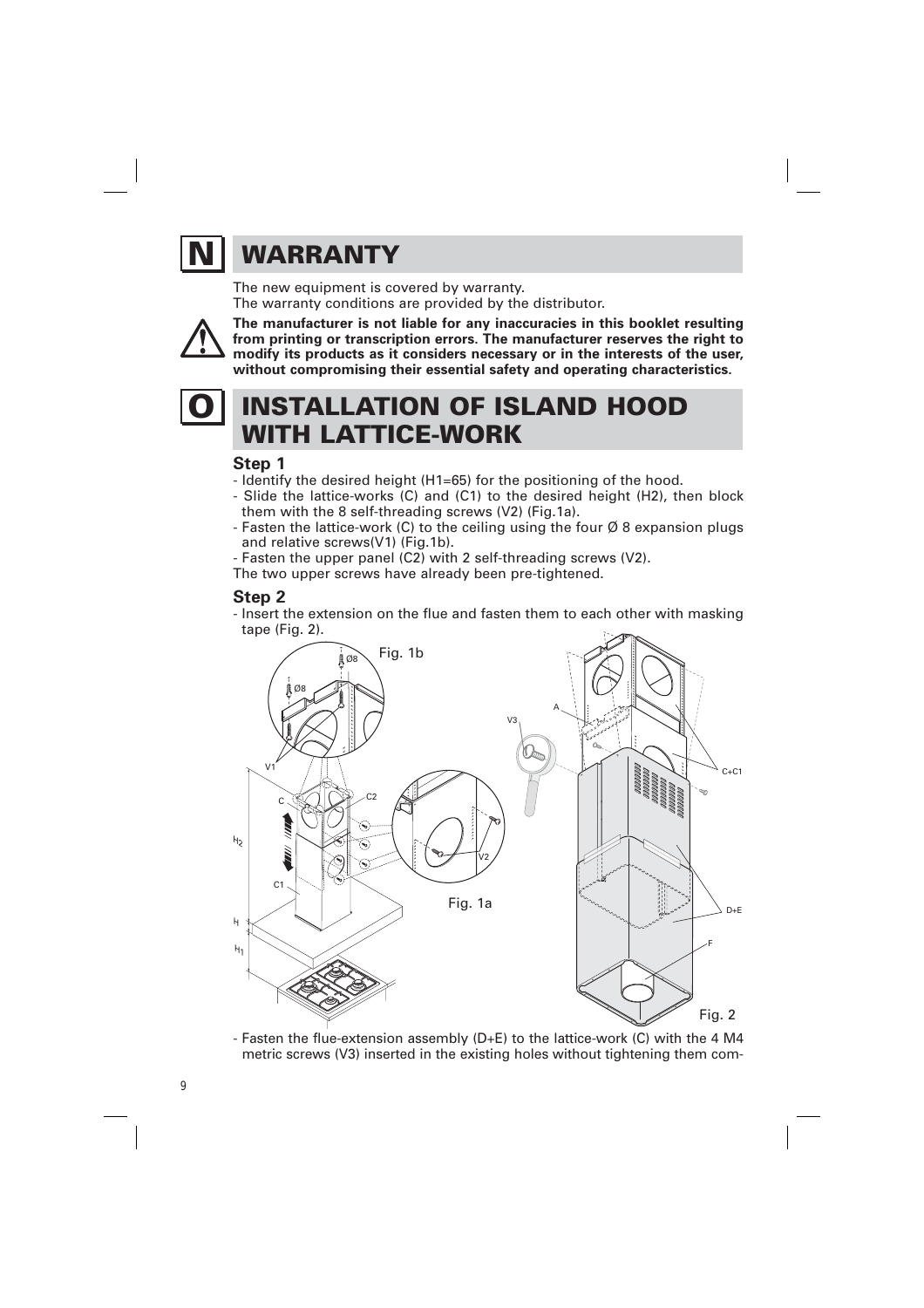# N WARRANTY

The new equipment is covered by warranty.
The warranty conditions are provided by the distributor.

**The manufacturer is not liable for any inaccuracies in this booklet resulting from printing or transcription errors. The manufacturer reserves the right to modify its products as it considers necessary or in the interests of the user, without compromising their essential safety and operating characteristics.**

# O INSTALLATION OF ISLAND HOOD WITH LATTICE-WORK

### Step 1

- Identify the desired height (H1=65) for the positioning of the hood.
- Slide the lattice-works (C) and (C1) to the desired height (H2), then block them with the 8 self-threading screws (V2) (Fig.1a).
- Fasten the lattice-work (C) to the ceiling using the four Ø 8 expansion plugs and relative screws(V1) (Fig.1b).
- Fasten the upper panel (C2) with 2 self-threading screws (V2).

The two upper screws have already been pre-tightened.

### Step 2

- Insert the extension on the flue and fasten them to each other with masking tape (Fig. 2).

Fig. 1b

Fig. 1a

Fig. 2

- Fasten the flue-extension assembly (D+E) to the lattice-work (C) with the 4 M4 metric screws (V3) inserted in the existing holes without tightening them com-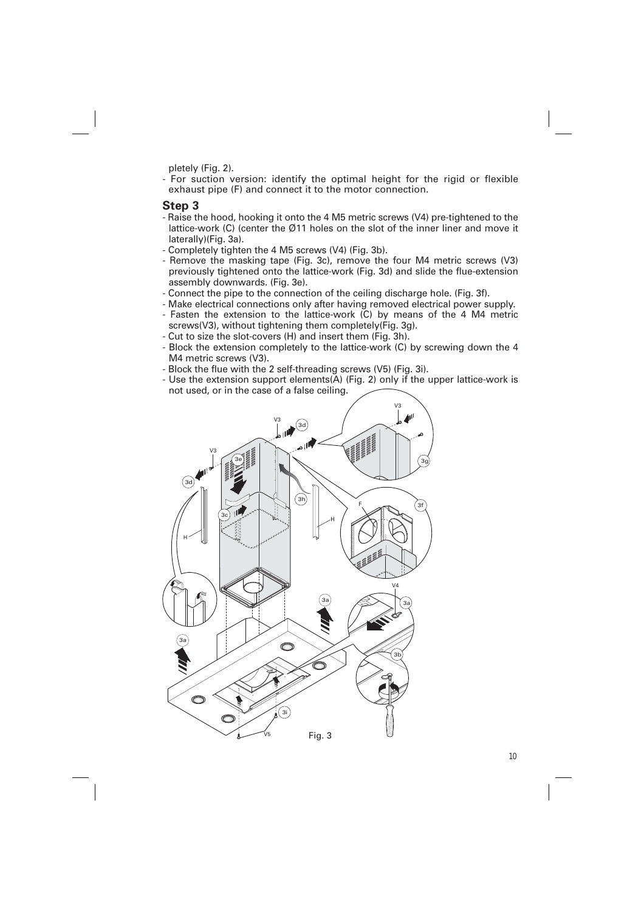pletely (Fig. 2).

- For suction version: identify the optimal height for the rigid or flexible exhaust pipe (F) and connect it to the motor connection.

## Step 3

- Raise the hood, hooking it onto the 4 M5 metric screws (V4) pre-tightened to the lattice-work (C) (center the Ø11 holes on the slot of the inner liner and move it laterally)(Fig. 3a).
- Completely tighten the 4 M5 screws (V4) (Fig. 3b).
- Remove the masking tape (Fig. 3c), remove the four M4 metric screws (V3) previously tightened onto the lattice-work (Fig. 3d) and slide the flue-extension assembly downwards. (Fig. 3e).
- Connect the pipe to the connection of the ceiling discharge hole. (Fig. 3f).
- Make electrical connections only after having removed electrical power supply.
- Fasten the extension to the lattice-work (C) by means of the 4 M4 metric screws(V3), without tightening them completely(Fig. 3g).
- Cut to size the slot-covers (H) and insert them (Fig. 3h).
- Block the extension completely to the lattice-work (C) by screwing down the 4 M4 metric screws (V3).
- Block the flue with the 2 self-threading screws (V5) (Fig. 3i).
- Use the extension support elements(A) (Fig. 2) only if the upper lattice-work is not used, or in the case of a false ceiling.

V3
3d
V3
3e
3d
3c
3h
H
H
V3
3g
F
3f
V4
3a
3a
3a
3b
3i
V5

Fig. 3